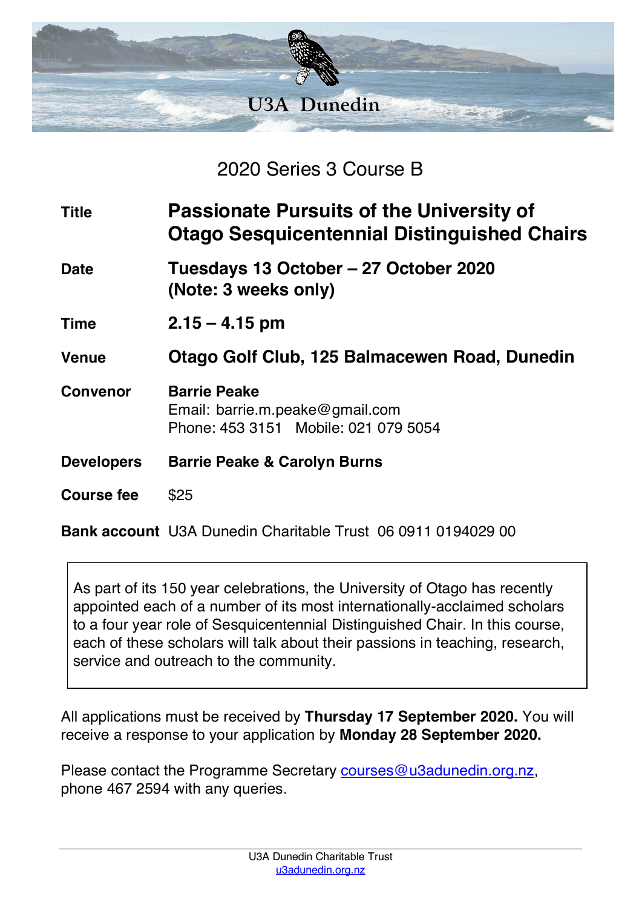U3A Dunedin

## 2020 Series 3 Course B

| | |
|---|---|
| **Title** | **Passionate Pursuits of the University of Otago Sesquicentennial Distinguished Chairs** |
| **Date** | **Tuesdays 13 October – 27 October 2020 (Note: 3 weeks only)** |
| **Time** | **2.15 – 4.15 pm** |
| **Venue** | **Otago Golf Club, 125 Balmacewen Road, Dunedin** |
| **Convenor** | **Barrie Peake**<br>Email: barrie.m.peake@gmail.com<br>Phone: 453 3151 Mobile: 021 079 5054 |
| **Developers** | **Barrie Peake & Carolyn Burns** |
| **Course fee** | $25 |
| **Bank account** | U3A Dunedin Charitable Trust 06 0911 0194029 00 |

As part of its 150 year celebrations, the University of Otago has recently appointed each of a number of its most internationally-acclaimed scholars to a four year role of Sesquicentennial Distinguished Chair. In this course, each of these scholars will talk about their passions in teaching, research, service and outreach to the community.

All applications must be received by **Thursday 17 September 2020.** You will receive a response to your application by **Monday 28 September 2020.**

Please contact the Programme Secretary courses@u3adunedin.org.nz, phone 467 2594 with any queries.

U3A Dunedin Charitable Trust
u3adunedin.org.nz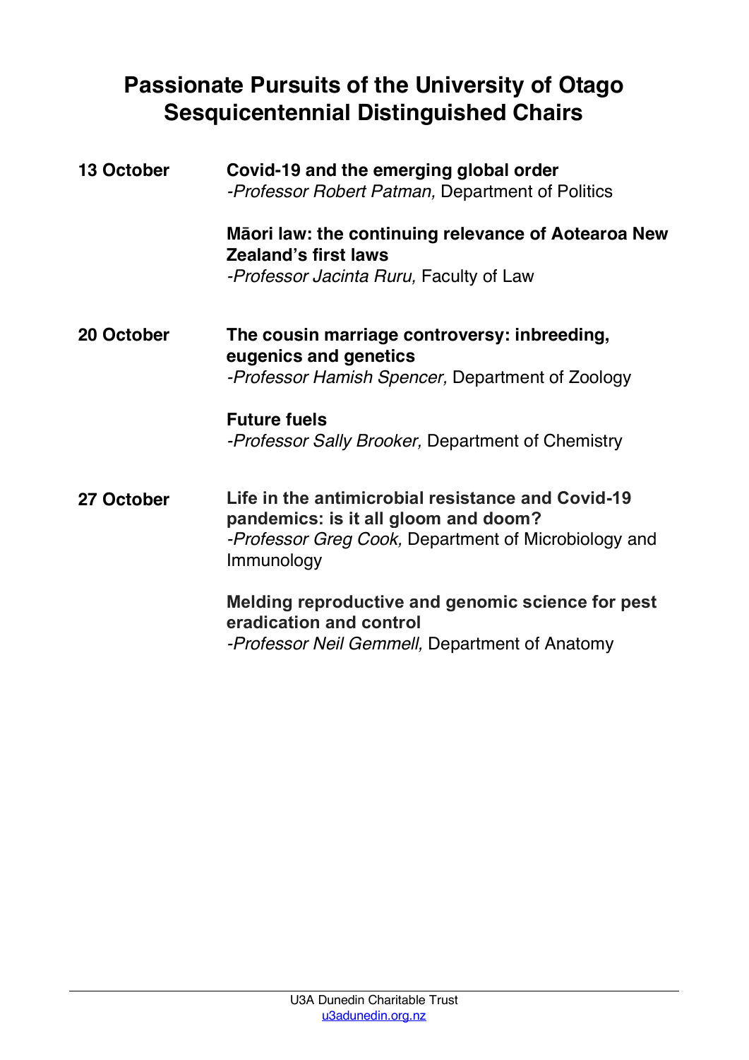# Passionate Pursuits of the University of Otago Sesquicentennial Distinguished Chairs

**13 October**

**Covid-19 and the emerging global order**
*-Professor Robert Patman,* Department of Politics

**Māori law: the continuing relevance of Aotearoa New Zealand's first laws**
*-Professor Jacinta Ruru,* Faculty of Law

**20 October**

**The cousin marriage controversy: inbreeding, eugenics and genetics**
*-Professor Hamish Spencer,* Department of Zoology

**Future fuels**
*-Professor Sally Brooker,* Department of Chemistry

**27 October**

**Life in the antimicrobial resistance and Covid-19 pandemics: is it all gloom and doom?**
*-Professor Greg Cook,* Department of Microbiology and Immunology

**Melding reproductive and genomic science for pest eradication and control**
*-Professor Neil Gemmell,* Department of Anatomy

U3A Dunedin Charitable Trust
u3adunedin.org.nz